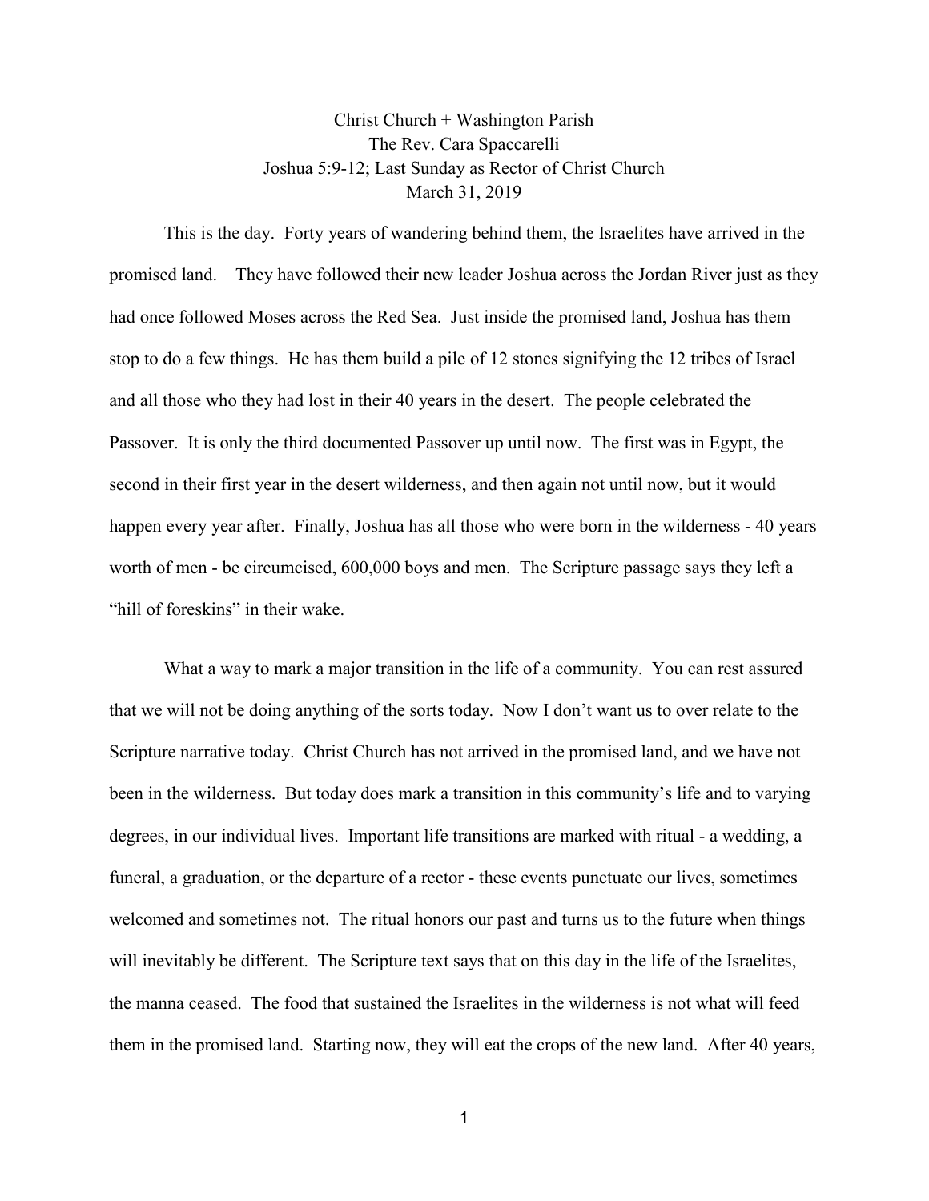Christ Church + Washington Parish
The Rev. Cara Spaccarelli
Joshua 5:9-12; Last Sunday as Rector of Christ Church
March 31, 2019

This is the day. Forty years of wandering behind them, the Israelites have arrived in the promised land. They have followed their new leader Joshua across the Jordan River just as they had once followed Moses across the Red Sea. Just inside the promised land, Joshua has them stop to do a few things. He has them build a pile of 12 stones signifying the 12 tribes of Israel and all those who they had lost in their 40 years in the desert. The people celebrated the Passover. It is only the third documented Passover up until now. The first was in Egypt, the second in their first year in the desert wilderness, and then again not until now, but it would happen every year after. Finally, Joshua has all those who were born in the wilderness - 40 years worth of men - be circumcised, 600,000 boys and men. The Scripture passage says they left a "hill of foreskins" in their wake.

What a way to mark a major transition in the life of a community. You can rest assured that we will not be doing anything of the sorts today. Now I don't want us to over relate to the Scripture narrative today. Christ Church has not arrived in the promised land, and we have not been in the wilderness. But today does mark a transition in this community's life and to varying degrees, in our individual lives. Important life transitions are marked with ritual - a wedding, a funeral, a graduation, or the departure of a rector - these events punctuate our lives, sometimes welcomed and sometimes not. The ritual honors our past and turns us to the future when things will inevitably be different. The Scripture text says that on this day in the life of the Israelites, the manna ceased. The food that sustained the Israelites in the wilderness is not what will feed them in the promised land. Starting now, they will eat the crops of the new land. After 40 years,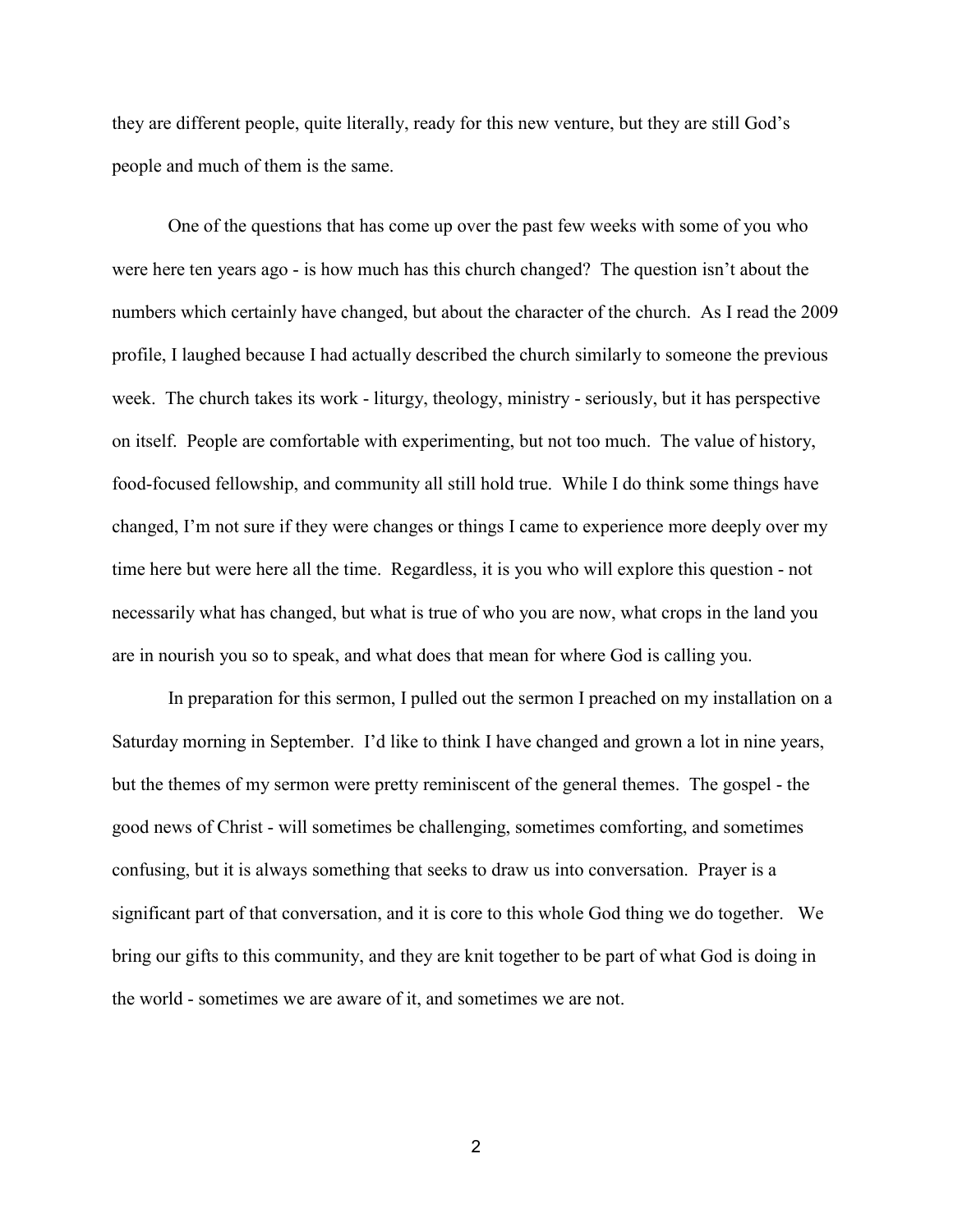they are different people, quite literally, ready for this new venture, but they are still God's people and much of them is the same.

One of the questions that has come up over the past few weeks with some of you who were here ten years ago - is how much has this church changed? The question isn't about the numbers which certainly have changed, but about the character of the church. As I read the 2009 profile, I laughed because I had actually described the church similarly to someone the previous week. The church takes its work - liturgy, theology, ministry - seriously, but it has perspective on itself. People are comfortable with experimenting, but not too much. The value of history, food-focused fellowship, and community all still hold true. While I do think some things have changed, I'm not sure if they were changes or things I came to experience more deeply over my time here but were here all the time. Regardless, it is you who will explore this question - not necessarily what has changed, but what is true of who you are now, what crops in the land you are in nourish you so to speak, and what does that mean for where God is calling you.

In preparation for this sermon, I pulled out the sermon I preached on my installation on a Saturday morning in September. I'd like to think I have changed and grown a lot in nine years, but the themes of my sermon were pretty reminiscent of the general themes. The gospel - the good news of Christ - will sometimes be challenging, sometimes comforting, and sometimes confusing, but it is always something that seeks to draw us into conversation. Prayer is a significant part of that conversation, and it is core to this whole God thing we do together. We bring our gifts to this community, and they are knit together to be part of what God is doing in the world - sometimes we are aware of it, and sometimes we are not.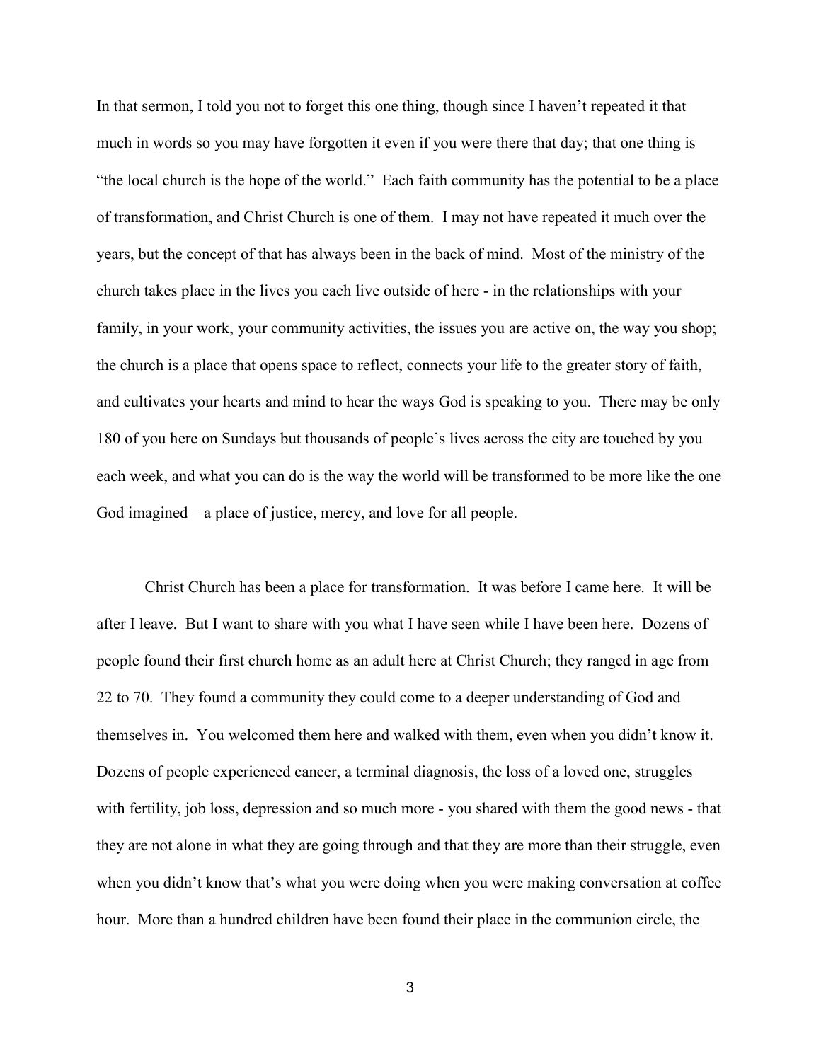In that sermon, I told you not to forget this one thing, though since I haven't repeated it that much in words so you may have forgotten it even if you were there that day; that one thing is "the local church is the hope of the world." Each faith community has the potential to be a place of transformation, and Christ Church is one of them. I may not have repeated it much over the years, but the concept of that has always been in the back of mind. Most of the ministry of the church takes place in the lives you each live outside of here - in the relationships with your family, in your work, your community activities, the issues you are active on, the way you shop; the church is a place that opens space to reflect, connects your life to the greater story of faith, and cultivates your hearts and mind to hear the ways God is speaking to you. There may be only 180 of you here on Sundays but thousands of people's lives across the city are touched by you each week, and what you can do is the way the world will be transformed to be more like the one God imagined – a place of justice, mercy, and love for all people.

Christ Church has been a place for transformation. It was before I came here. It will be after I leave. But I want to share with you what I have seen while I have been here. Dozens of people found their first church home as an adult here at Christ Church; they ranged in age from 22 to 70. They found a community they could come to a deeper understanding of God and themselves in. You welcomed them here and walked with them, even when you didn't know it. Dozens of people experienced cancer, a terminal diagnosis, the loss of a loved one, struggles with fertility, job loss, depression and so much more - you shared with them the good news - that they are not alone in what they are going through and that they are more than their struggle, even when you didn't know that's what you were doing when you were making conversation at coffee hour. More than a hundred children have been found their place in the communion circle, the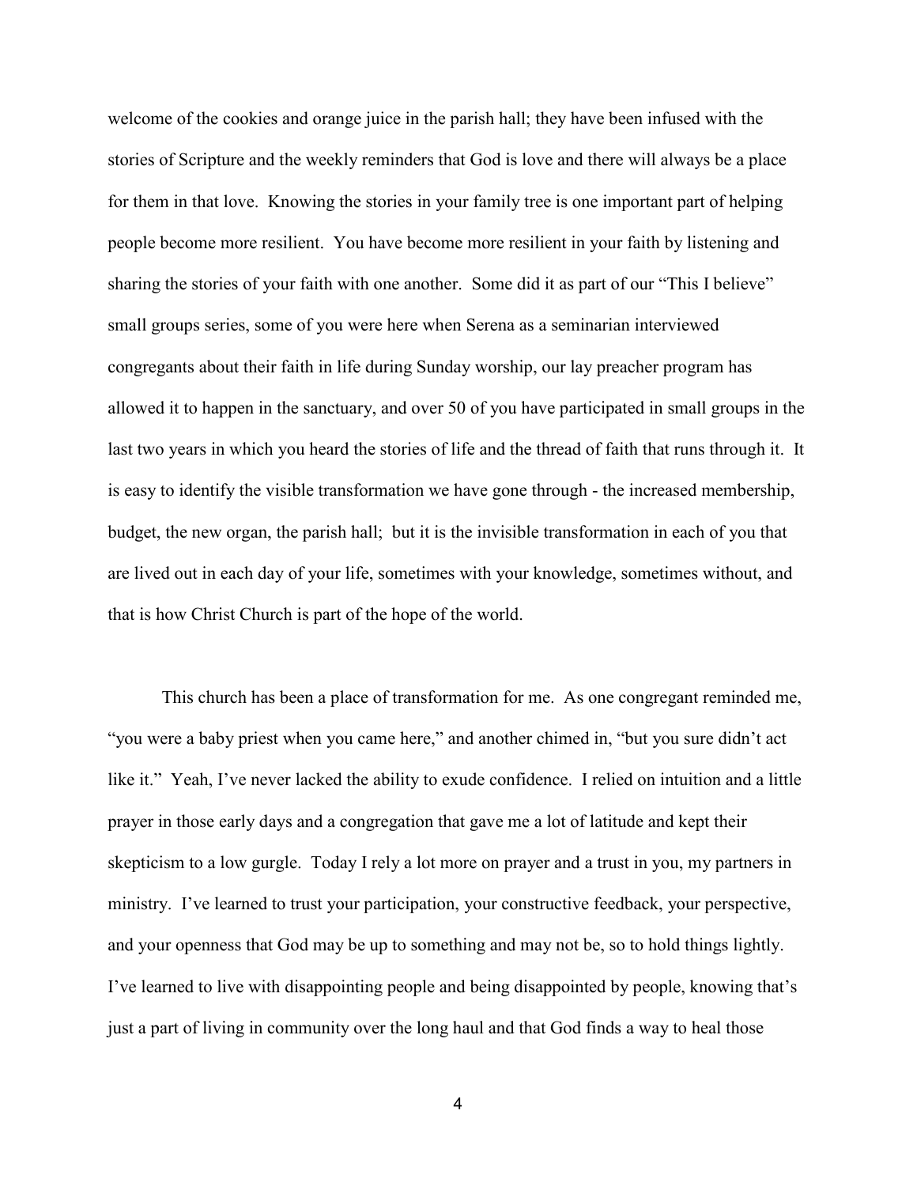welcome of the cookies and orange juice in the parish hall; they have been infused with the stories of Scripture and the weekly reminders that God is love and there will always be a place for them in that love. Knowing the stories in your family tree is one important part of helping people become more resilient. You have become more resilient in your faith by listening and sharing the stories of your faith with one another. Some did it as part of our "This I believe" small groups series, some of you were here when Serena as a seminarian interviewed congregants about their faith in life during Sunday worship, our lay preacher program has allowed it to happen in the sanctuary, and over 50 of you have participated in small groups in the last two years in which you heard the stories of life and the thread of faith that runs through it. It is easy to identify the visible transformation we have gone through - the increased membership, budget, the new organ, the parish hall; but it is the invisible transformation in each of you that are lived out in each day of your life, sometimes with your knowledge, sometimes without, and that is how Christ Church is part of the hope of the world.

This church has been a place of transformation for me. As one congregant reminded me, "you were a baby priest when you came here," and another chimed in, "but you sure didn't act like it." Yeah, I've never lacked the ability to exude confidence. I relied on intuition and a little prayer in those early days and a congregation that gave me a lot of latitude and kept their skepticism to a low gurgle. Today I rely a lot more on prayer and a trust in you, my partners in ministry. I've learned to trust your participation, your constructive feedback, your perspective, and your openness that God may be up to something and may not be, so to hold things lightly. I've learned to live with disappointing people and being disappointed by people, knowing that's just a part of living in community over the long haul and that God finds a way to heal those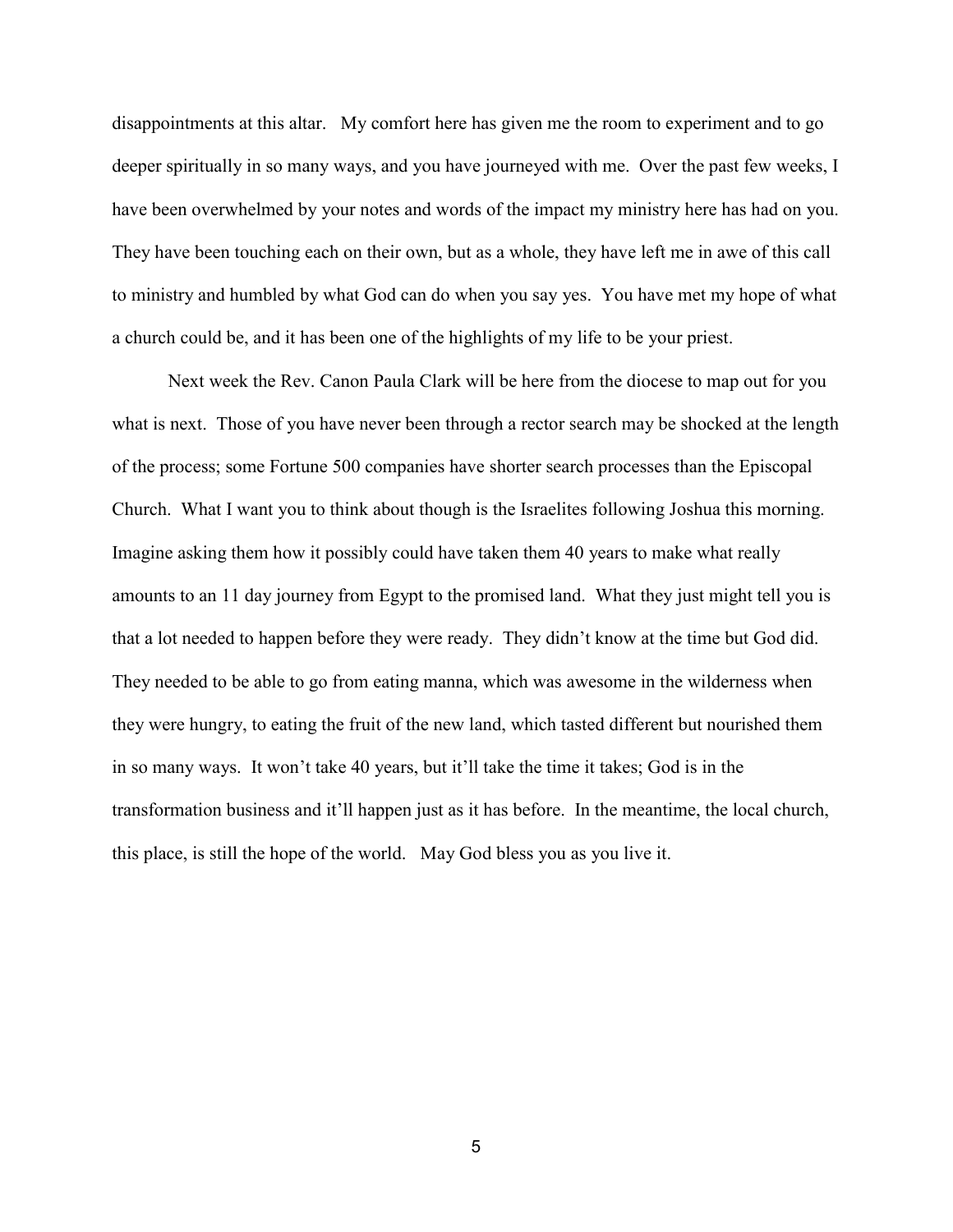disappointments at this altar. My comfort here has given me the room to experiment and to go deeper spiritually in so many ways, and you have journeyed with me. Over the past few weeks, I have been overwhelmed by your notes and words of the impact my ministry here has had on you. They have been touching each on their own, but as a whole, they have left me in awe of this call to ministry and humbled by what God can do when you say yes. You have met my hope of what a church could be, and it has been one of the highlights of my life to be your priest.

Next week the Rev. Canon Paula Clark will be here from the diocese to map out for you what is next. Those of you have never been through a rector search may be shocked at the length of the process; some Fortune 500 companies have shorter search processes than the Episcopal Church. What I want you to think about though is the Israelites following Joshua this morning. Imagine asking them how it possibly could have taken them 40 years to make what really amounts to an 11 day journey from Egypt to the promised land. What they just might tell you is that a lot needed to happen before they were ready. They didn't know at the time but God did. They needed to be able to go from eating manna, which was awesome in the wilderness when they were hungry, to eating the fruit of the new land, which tasted different but nourished them in so many ways. It won't take 40 years, but it'll take the time it takes; God is in the transformation business and it'll happen just as it has before. In the meantime, the local church, this place, is still the hope of the world. May God bless you as you live it.